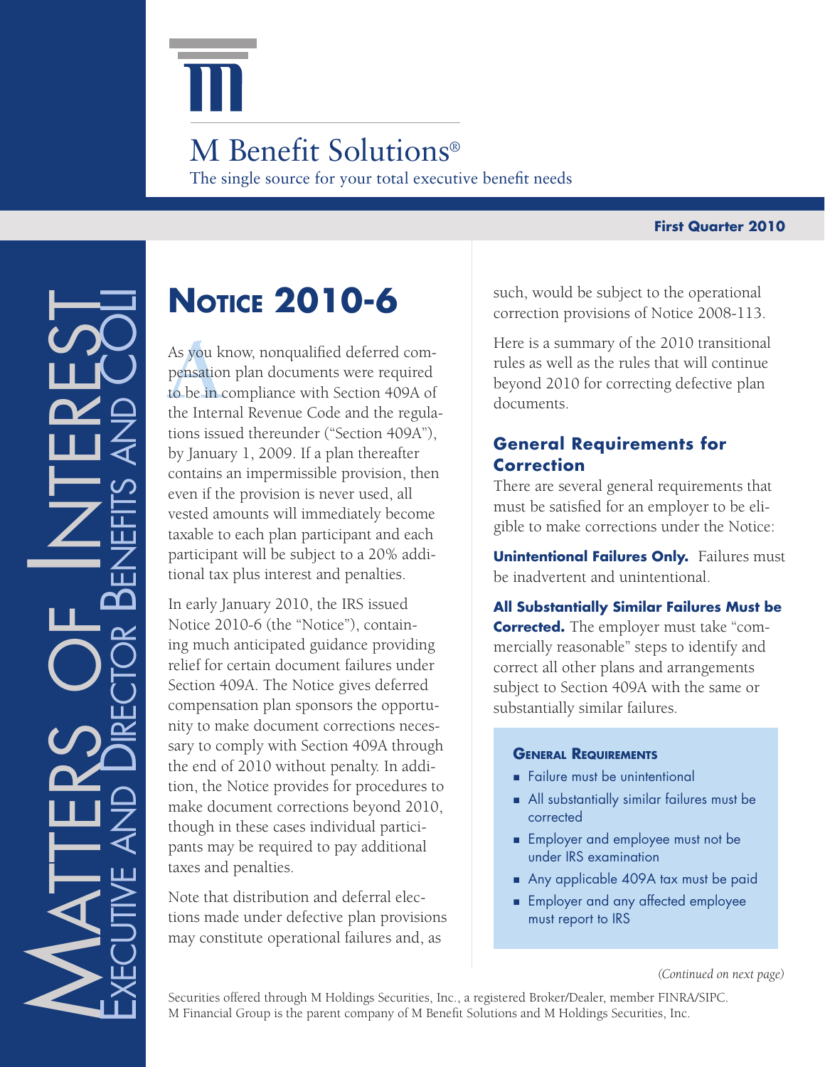# M Benefit Solutions®

The single source for your total executive benefit needs

**First Quarter 2010**

MATTERS OF INTEREST

EXECUTIVE AND DIRECTOR BENEFITS AND COLI

## Notice 2010-6

As you know, nonqualified deferred compensation plan documents were required to be in compliance with Section 409A of the Internal Revenue Code and the regulations issued thereunder ("Section 409A"), by January 1, 2009. If a plan thereafter contains an impermissible provision, then even if the provision is never used, all vested amounts will immediately become taxable to each plan participant and each participant will be subject to a 20% additional tax plus interest and penalties.

In early January 2010, the IRS issued Notice 2010-6 (the "Notice"), containing much anticipated guidance providing relief for certain document failures under Section 409A. The Notice gives deferred compensation plan sponsors the opportunity to make document corrections necessary to comply with Section 409A through the end of 2010 without penalty. In addition, the Notice provides for procedures to make document corrections beyond 2010, though in these cases individual participants may be required to pay additional taxes and penalties.

Note that distribution and deferral elections made under defective plan provisions may constitute operational failures and, as such, would be subject to the operational correction provisions of Notice 2008-113.

Here is a summary of the 2010 transitional rules as well as the rules that will continue beyond 2010 for correcting defective plan documents.

### General Requirements for Correction

There are several general requirements that must be satisfied for an employer to be eligible to make corrections under the Notice:

**Unintentional Failures Only.** Failures must be inadvertent and unintentional.

**All Substantially Similar Failures Must be Corrected.** The employer must take "commercially reasonable" steps to identify and correct all other plans and arrangements subject to Section 409A with the same or substantially similar failures.

#### General Requirements

- Failure must be unintentional
- All substantially similar failures must be corrected
- Employer and employee must not be under IRS examination
- Any applicable 409A tax must be paid
- Employer and any affected employee must report to IRS

*(Continued on next page)*

Securities offered through M Holdings Securities, Inc., a registered Broker/Dealer, member FINRA/SIPC.
M Financial Group is the parent company of M Benefit Solutions and M Holdings Securities, Inc.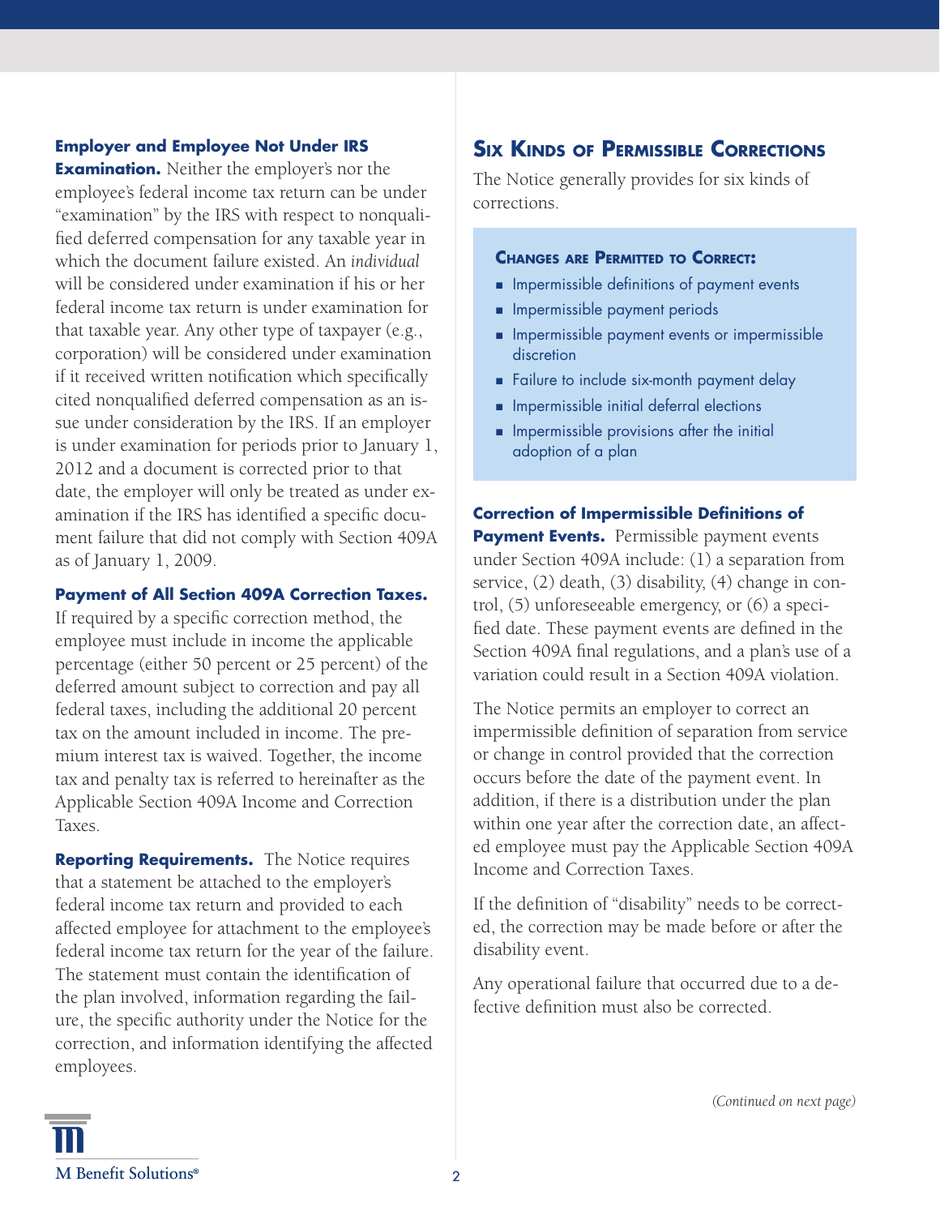**Employer and Employee Not Under IRS Examination.** Neither the employer's nor the employee's federal income tax return can be under "examination" by the IRS with respect to nonqualified deferred compensation for any taxable year in which the document failure existed. An *individual* will be considered under examination if his or her federal income tax return is under examination for that taxable year. Any other type of taxpayer (e.g., corporation) will be considered under examination if it received written notification which specifically cited nonqualified deferred compensation as an issue under consideration by the IRS. If an employer is under examination for periods prior to January 1, 2012 and a document is corrected prior to that date, the employer will only be treated as under examination if the IRS has identified a specific document failure that did not comply with Section 409A as of January 1, 2009.

**Payment of All Section 409A Correction Taxes.** If required by a specific correction method, the employee must include in income the applicable percentage (either 50 percent or 25 percent) of the deferred amount subject to correction and pay all federal taxes, including the additional 20 percent tax on the amount included in income. The premium interest tax is waived. Together, the income tax and penalty tax is referred to hereinafter as the Applicable Section 409A Income and Correction Taxes.

**Reporting Requirements.** The Notice requires that a statement be attached to the employer's federal income tax return and provided to each affected employee for attachment to the employee's federal income tax return for the year of the failure. The statement must contain the identification of the plan involved, information regarding the failure, the specific authority under the Notice for the correction, and information identifying the affected employees.

## Six Kinds of Permissible Corrections

The Notice generally provides for six kinds of corrections.

### Changes are Permitted to Correct:

- Impermissible definitions of payment events
- Impermissible payment periods
- Impermissible payment events or impermissible discretion
- Failure to include six-month payment delay
- Impermissible initial deferral elections
- Impermissible provisions after the initial adoption of a plan

**Correction of Impermissible Definitions of Payment Events.** Permissible payment events under Section 409A include: (1) a separation from service, (2) death, (3) disability, (4) change in control, (5) unforeseeable emergency, or (6) a specified date. These payment events are defined in the Section 409A final regulations, and a plan's use of a variation could result in a Section 409A violation.

The Notice permits an employer to correct an impermissible definition of separation from service or change in control provided that the correction occurs before the date of the payment event. In addition, if there is a distribution under the plan within one year after the correction date, an affected employee must pay the Applicable Section 409A Income and Correction Taxes.

If the definition of "disability" needs to be corrected, the correction may be made before or after the disability event.

Any operational failure that occurred due to a defective definition must also be corrected.

*(Continued on next page)*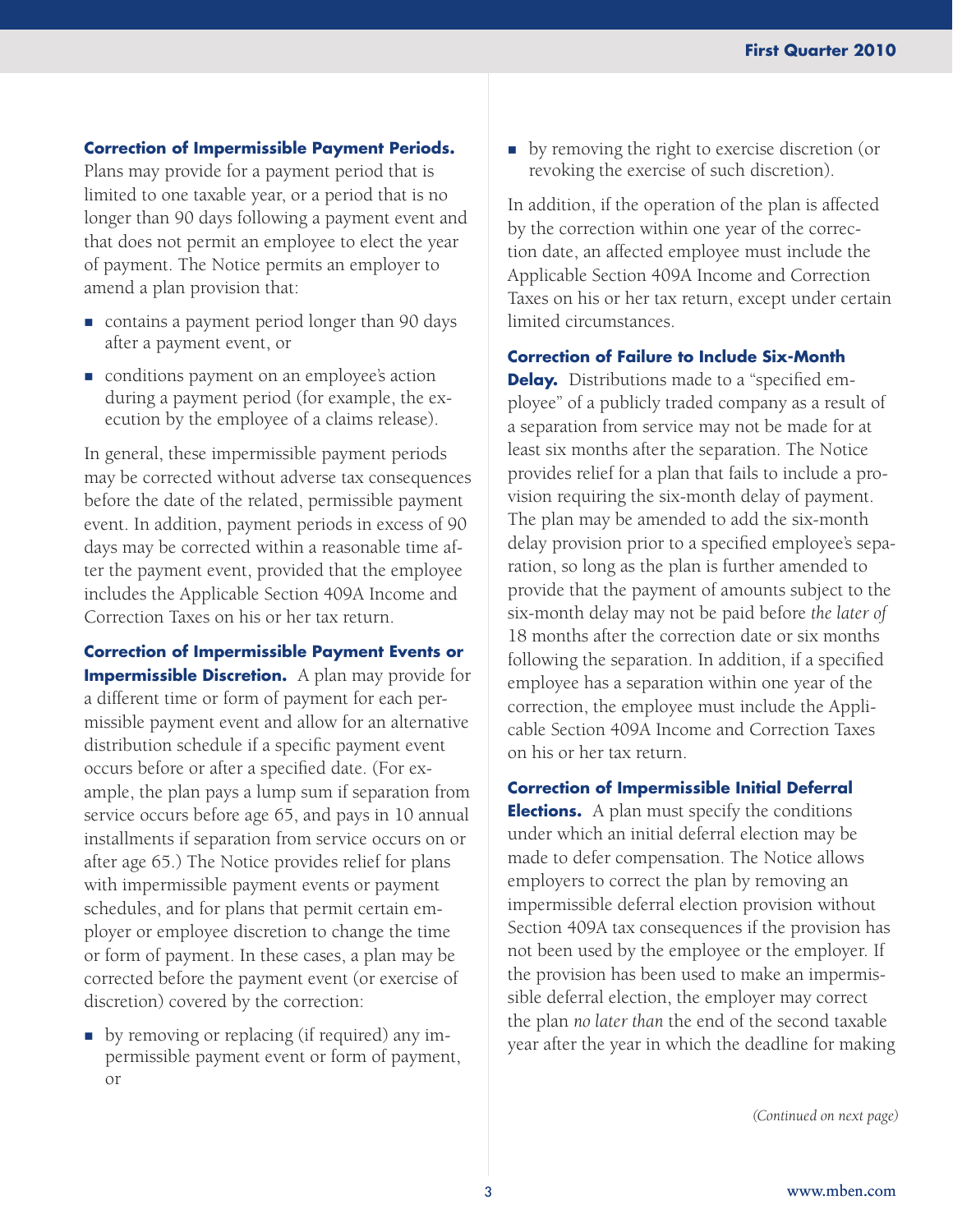**Correction of Impermissible Payment Periods.** Plans may provide for a payment period that is limited to one taxable year, or a period that is no longer than 90 days following a payment event and that does not permit an employee to elect the year of payment. The Notice permits an employer to amend a plan provision that:

- contains a payment period longer than 90 days after a payment event, or
- conditions payment on an employee's action during a payment period (for example, the execution by the employee of a claims release).

In general, these impermissible payment periods may be corrected without adverse tax consequences before the date of the related, permissible payment event. In addition, payment periods in excess of 90 days may be corrected within a reasonable time after the payment event, provided that the employee includes the Applicable Section 409A Income and Correction Taxes on his or her tax return.

**Correction of Impermissible Payment Events or Impermissible Discretion.** A plan may provide for a different time or form of payment for each permissible payment event and allow for an alternative distribution schedule if a specific payment event occurs before or after a specified date. (For example, the plan pays a lump sum if separation from service occurs before age 65, and pays in 10 annual installments if separation from service occurs on or after age 65.) The Notice provides relief for plans with impermissible payment events or payment schedules, and for plans that permit certain employer or employee discretion to change the time or form of payment. In these cases, a plan may be corrected before the payment event (or exercise of discretion) covered by the correction:

- by removing or replacing (if required) any impermissible payment event or form of payment, or
- by removing the right to exercise discretion (or revoking the exercise of such discretion).

In addition, if the operation of the plan is affected by the correction within one year of the correction date, an affected employee must include the Applicable Section 409A Income and Correction Taxes on his or her tax return, except under certain limited circumstances.

**Correction of Failure to Include Six-Month Delay.** Distributions made to a "specified employee" of a publicly traded company as a result of a separation from service may not be made for at least six months after the separation. The Notice provides relief for a plan that fails to include a provision requiring the six-month delay of payment. The plan may be amended to add the six-month delay provision prior to a specified employee's separation, so long as the plan is further amended to provide that the payment of amounts subject to the six-month delay may not be paid before *the later of* 18 months after the correction date or six months following the separation. In addition, if a specified employee has a separation within one year of the correction, the employee must include the Applicable Section 409A Income and Correction Taxes on his or her tax return.

**Correction of Impermissible Initial Deferral Elections.** A plan must specify the conditions under which an initial deferral election may be made to defer compensation. The Notice allows employers to correct the plan by removing an impermissible deferral election provision without Section 409A tax consequences if the provision has not been used by the employee or the employer. If the provision has been used to make an impermissible deferral election, the employer may correct the plan *no later than* the end of the second taxable year after the year in which the deadline for making

*(Continued on next page)*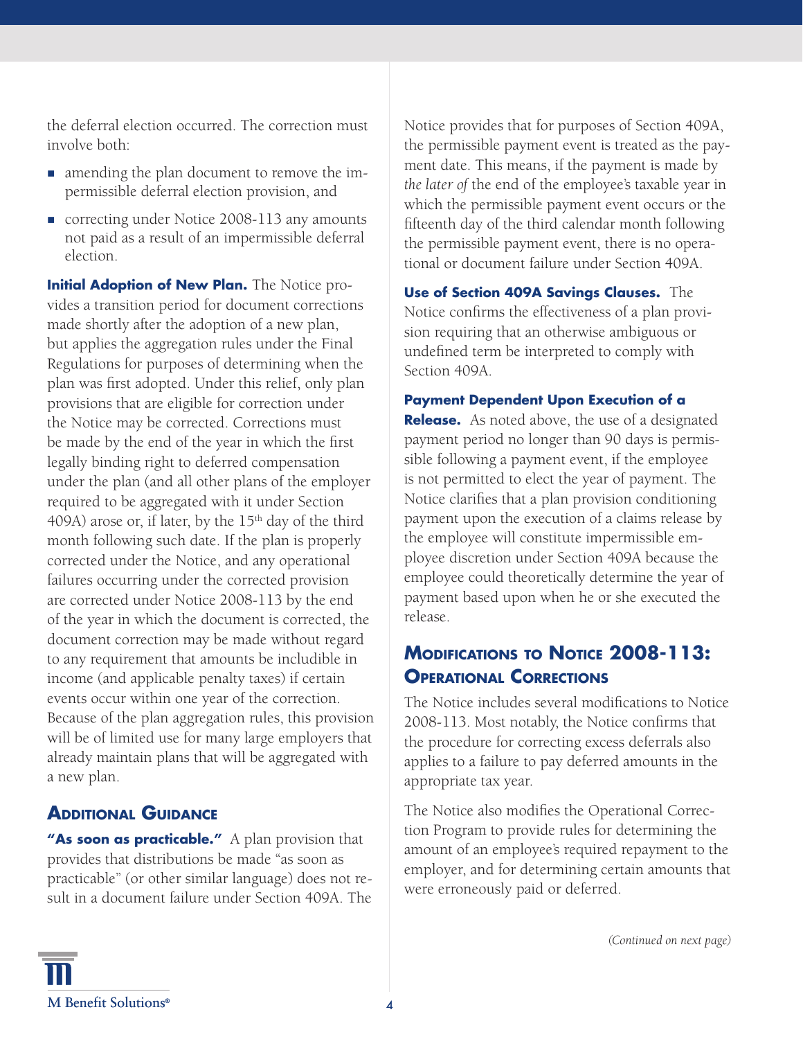the deferral election occurred. The correction must involve both:

- amending the plan document to remove the impermissible deferral election provision, and
- correcting under Notice 2008-113 any amounts not paid as a result of an impermissible deferral election.

**Initial Adoption of New Plan.** The Notice provides a transition period for document corrections made shortly after the adoption of a new plan, but applies the aggregation rules under the Final Regulations for purposes of determining when the plan was first adopted. Under this relief, only plan provisions that are eligible for correction under the Notice may be corrected. Corrections must be made by the end of the year in which the first legally binding right to deferred compensation under the plan (and all other plans of the employer required to be aggregated with it under Section 409A) arose or, if later, by the 15th day of the third month following such date. If the plan is properly corrected under the Notice, and any operational failures occurring under the corrected provision are corrected under Notice 2008-113 by the end of the year in which the document is corrected, the document correction may be made without regard to any requirement that amounts be includible in income (and applicable penalty taxes) if certain events occur within one year of the correction. Because of the plan aggregation rules, this provision will be of limited use for many large employers that already maintain plans that will be aggregated with a new plan.

## Additional Guidance

**"As soon as practicable."** A plan provision that provides that distributions be made "as soon as practicable" (or other similar language) does not result in a document failure under Section 409A. The Notice provides that for purposes of Section 409A, the permissible payment event is treated as the payment date. This means, if the payment is made by *the later of* the end of the employee's taxable year in which the permissible payment event occurs or the fifteenth day of the third calendar month following the permissible payment event, there is no operational or document failure under Section 409A.

**Use of Section 409A Savings Clauses.** The Notice confirms the effectiveness of a plan provision requiring that an otherwise ambiguous or undefined term be interpreted to comply with Section 409A.

**Payment Dependent Upon Execution of a Release.** As noted above, the use of a designated payment period no longer than 90 days is permissible following a payment event, if the employee is not permitted to elect the year of payment. The Notice clarifies that a plan provision conditioning payment upon the execution of a claims release by the employee will constitute impermissible employee discretion under Section 409A because the employee could theoretically determine the year of payment based upon when he or she executed the release.

## Modifications to Notice 2008-113: Operational Corrections

The Notice includes several modifications to Notice 2008-113. Most notably, the Notice confirms that the procedure for correcting excess deferrals also applies to a failure to pay deferred amounts in the appropriate tax year.

The Notice also modifies the Operational Correction Program to provide rules for determining the amount of an employee's required repayment to the employer, and for determining certain amounts that were erroneously paid or deferred.

*(Continued on next page)*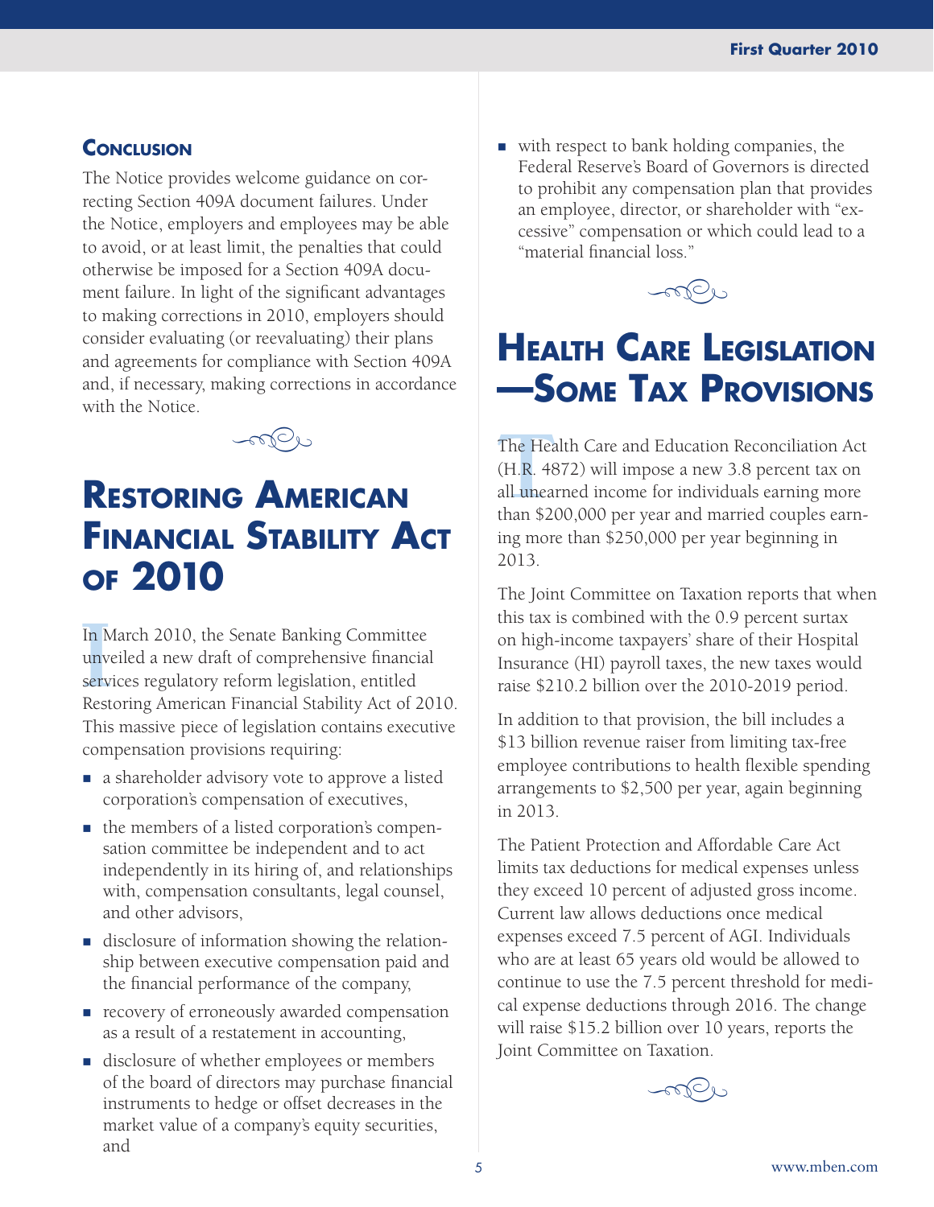## Conclusion

The Notice provides welcome guidance on correcting Section 409A document failures. Under the Notice, employers and employees may be able to avoid, or at least limit, the penalties that could otherwise be imposed for a Section 409A document failure. In light of the significant advantages to making corrections in 2010, employers should consider evaluating (or reevaluating) their plans and agreements for compliance with Section 409A and, if necessary, making corrections in accordance with the Notice.

# Restoring American Financial Stability Act of 2010

In March 2010, the Senate Banking Committee unveiled a new draft of comprehensive financial services regulatory reform legislation, entitled Restoring American Financial Stability Act of 2010. This massive piece of legislation contains executive compensation provisions requiring:

- a shareholder advisory vote to approve a listed corporation's compensation of executives,
- the members of a listed corporation's compensation committee be independent and to act independently in its hiring of, and relationships with, compensation consultants, legal counsel, and other advisors,
- disclosure of information showing the relationship between executive compensation paid and the financial performance of the company,
- recovery of erroneously awarded compensation as a result of a restatement in accounting,
- disclosure of whether employees or members of the board of directors may purchase financial instruments to hedge or offset decreases in the market value of a company's equity securities, and
- with respect to bank holding companies, the Federal Reserve's Board of Governors is directed to prohibit any compensation plan that provides an employee, director, or shareholder with "excessive" compensation or which could lead to a "material financial loss."

# Health Care Legislation—Some Tax Provisions

The Health Care and Education Reconciliation Act (H.R. 4872) will impose a new 3.8 percent tax on all unearned income for individuals earning more than $200,000 per year and married couples earning more than $250,000 per year beginning in 2013.

The Joint Committee on Taxation reports that when this tax is combined with the 0.9 percent surtax on high-income taxpayers' share of their Hospital Insurance (HI) payroll taxes, the new taxes would raise $210.2 billion over the 2010-2019 period.

In addition to that provision, the bill includes a $13 billion revenue raiser from limiting tax-free employee contributions to health flexible spending arrangements to $2,500 per year, again beginning in 2013.

The Patient Protection and Affordable Care Act limits tax deductions for medical expenses unless they exceed 10 percent of adjusted gross income. Current law allows deductions once medical expenses exceed 7.5 percent of AGI. Individuals who are at least 65 years old would be allowed to continue to use the 7.5 percent threshold for medical expense deductions through 2016. The change will raise $15.2 billion over 10 years, reports the Joint Committee on Taxation.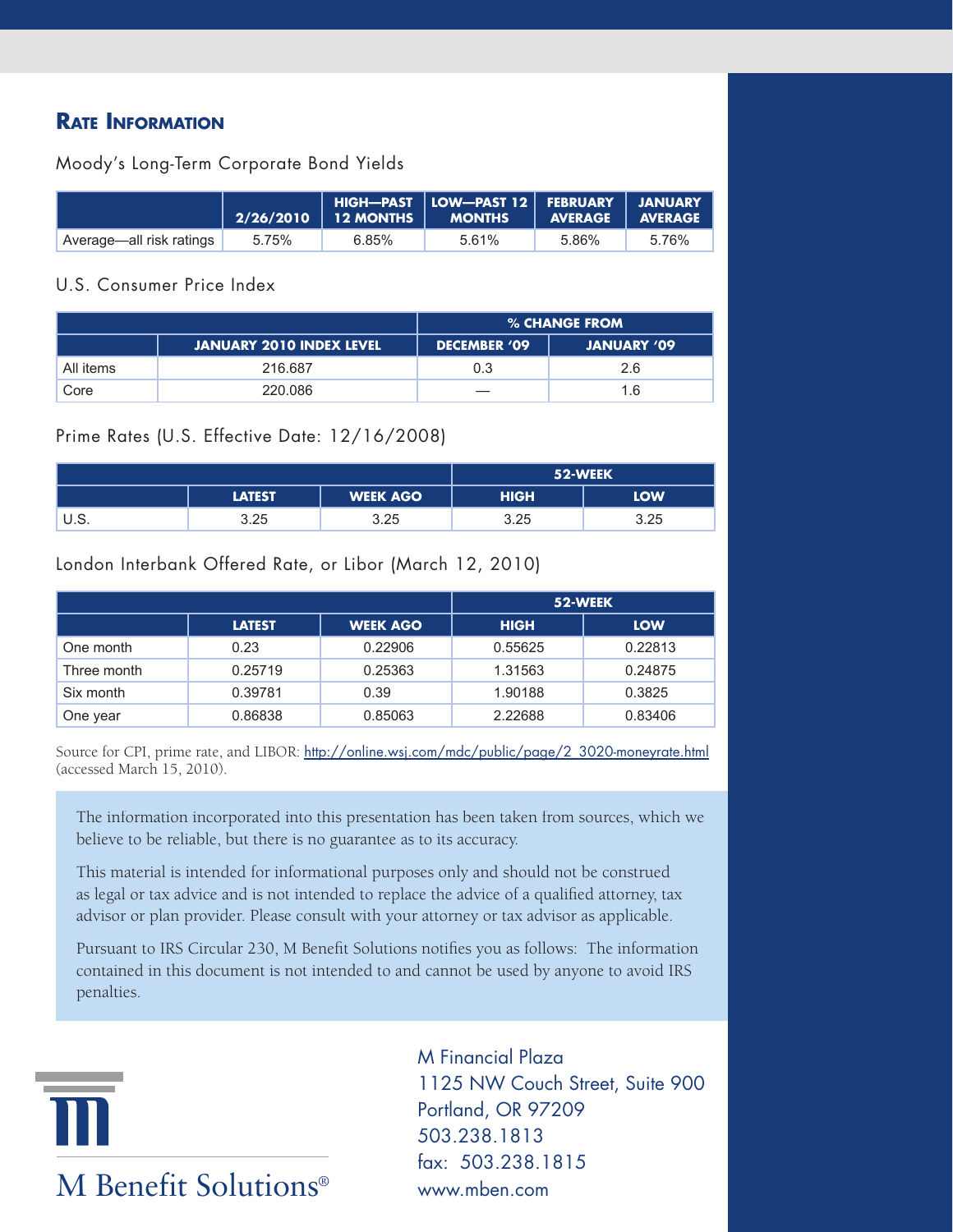## Rate Information

### Moody's Long-Term Corporate Bond Yields

| | 2/26/2010 | HIGH—PAST 12 MONTHS | LOW—PAST 12 MONTHS | FEBRUARY AVERAGE | JANUARY AVERAGE |
|---|---|---|---|---|---|
| Average—all risk ratings | 5.75% | 6.85% | 5.61% | 5.86% | 5.76% |

### U.S. Consumer Price Index

| | | % CHANGE FROM | |
|---|---|---|---|
| | JANUARY 2010 INDEX LEVEL | DECEMBER '09 | JANUARY '09 |
| All items | 216.687 | 0.3 | 2.6 |
| Core | 220.086 | — | 1.6 |

### Prime Rates (U.S. Effective Date: 12/16/2008)

| | | | 52-WEEK | |
|---|---|---|---|---|
| | LATEST | WEEK AGO | HIGH | LOW |
| U.S. | 3.25 | 3.25 | 3.25 | 3.25 |

### London Interbank Offered Rate, or Libor (March 12, 2010)

| | | | 52-WEEK | |
|---|---|---|---|---|
| | LATEST | WEEK AGO | HIGH | LOW |
| One month | 0.23 | 0.22906 | 0.55625 | 0.22813 |
| Three month | 0.25719 | 0.25363 | 1.31563 | 0.24875 |
| Six month | 0.39781 | 0.39 | 1.90188 | 0.3825 |
| One year | 0.86838 | 0.85063 | 2.22688 | 0.83406 |

Source for CPI, prime rate, and LIBOR: http://online.wsj.com/mdc/public/page/2_3020-moneyrate.html (accessed March 15, 2010).

The information incorporated into this presentation has been taken from sources, which we believe to be reliable, but there is no guarantee as to its accuracy.

This material is intended for informational purposes only and should not be construed as legal or tax advice and is not intended to replace the advice of a qualified attorney, tax advisor or plan provider. Please consult with your attorney or tax advisor as applicable.

Pursuant to IRS Circular 230, M Benefit Solutions notifies you as follows: The information contained in this document is not intended to and cannot be used by anyone to avoid IRS penalties.

M Benefit Solutions®

M Financial Plaza
1125 NW Couch Street, Suite 900
Portland, OR 97209
503.238.1813
fax: 503.238.1815
www.mben.com